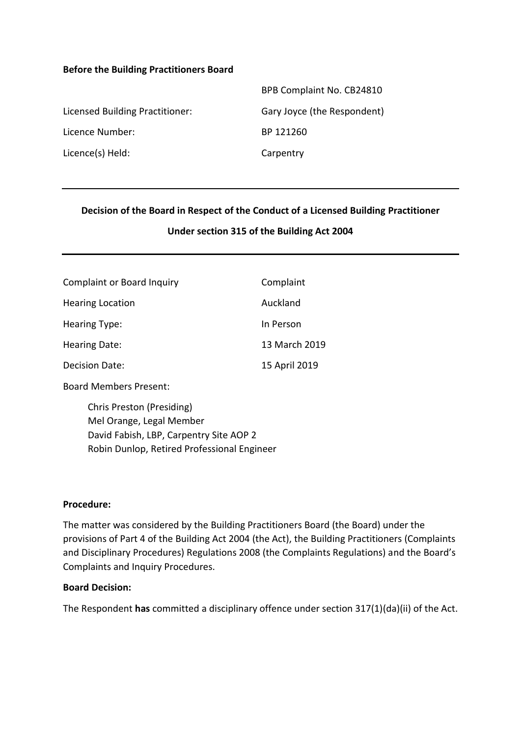**Before the Building Practitioners Board**

| | |
|---|---|
| | BPB Complaint No. CB24810 |
| Licensed Building Practitioner: | Gary Joyce (the Respondent) |
| Licence Number: | BP 121260 |
| Licence(s) Held: | Carpentry |

---

**Decision of the Board in Respect of the Conduct of a Licensed Building Practitioner**

**Under section 315 of the Building Act 2004**

---

| | |
|---|---|
| Complaint or Board Inquiry | Complaint |
| Hearing Location | Auckland |
| Hearing Type: | In Person |
| Hearing Date: | 13 March 2019 |
| Decision Date: | 15 April 2019 |

Board Members Present:

Chris Preston (Presiding)
Mel Orange, Legal Member
David Fabish, LBP, Carpentry Site AOP 2
Robin Dunlop, Retired Professional Engineer

**Procedure:**

The matter was considered by the Building Practitioners Board (the Board) under the provisions of Part 4 of the Building Act 2004 (the Act), the Building Practitioners (Complaints and Disciplinary Procedures) Regulations 2008 (the Complaints Regulations) and the Board's Complaints and Inquiry Procedures.

**Board Decision:**

The Respondent **has** committed a disciplinary offence under section 317(1)(da)(ii) of the Act.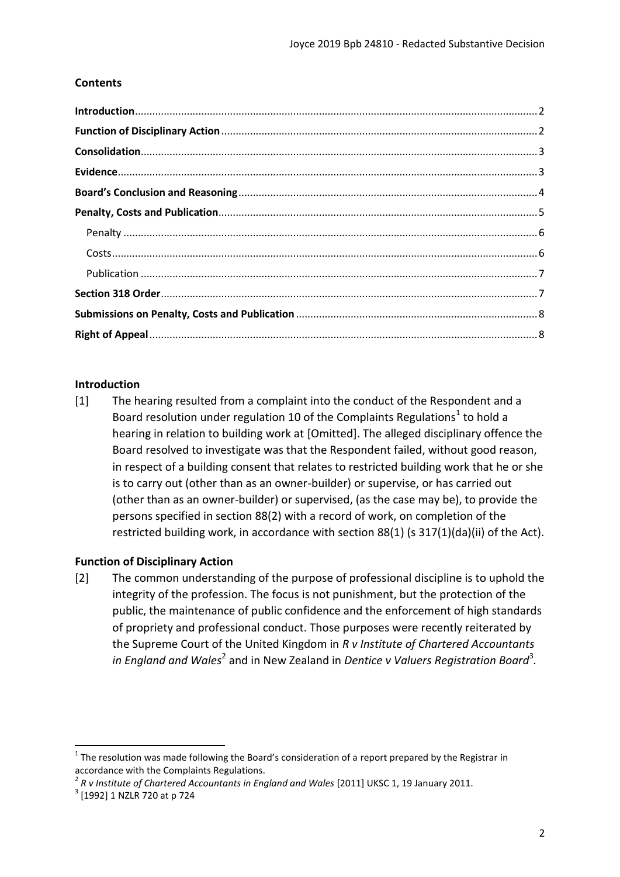## Contents

| | |
|---|---|
| **Introduction** | 2 |
| **Function of Disciplinary Action** | 2 |
| **Consolidation** | 3 |
| **Evidence** | 3 |
| **Board's Conclusion and Reasoning** | 4 |
| **Penalty, Costs and Publication** | 5 |
| Penalty | 6 |
| Costs | 6 |
| Publication | 7 |
| **Section 318 Order** | 7 |
| **Submissions on Penalty, Costs and Publication** | 8 |
| **Right of Appeal** | 8 |

## Introduction

[1] The hearing resulted from a complaint into the conduct of the Respondent and a Board resolution under regulation 10 of the Complaints Regulations[1] to hold a hearing in relation to building work at [Omitted]. The alleged disciplinary offence the Board resolved to investigate was that the Respondent failed, without good reason, in respect of a building consent that relates to restricted building work that he or she is to carry out (other than as an owner-builder) or supervise, or has carried out (other than as an owner-builder) or supervised, (as the case may be), to provide the persons specified in section 88(2) with a record of work, on completion of the restricted building work, in accordance with section 88(1) (s 317(1)(da)(ii) of the Act).

## Function of Disciplinary Action

[2] The common understanding of the purpose of professional discipline is to uphold the integrity of the profession. The focus is not punishment, but the protection of the public, the maintenance of public confidence and the enforcement of high standards of propriety and professional conduct. Those purposes were recently reiterated by the Supreme Court of the United Kingdom in *R v Institute of Chartered Accountants in England and Wales*[2] and in New Zealand in *Dentice v Valuers Registration Board*[3].

---

[1] The resolution was made following the Board's consideration of a report prepared by the Registrar in accordance with the Complaints Regulations.

[2] *R v Institute of Chartered Accountants in England and Wales* [2011] UKSC 1, 19 January 2011.

[3] [1992] 1 NZLR 720 at p 724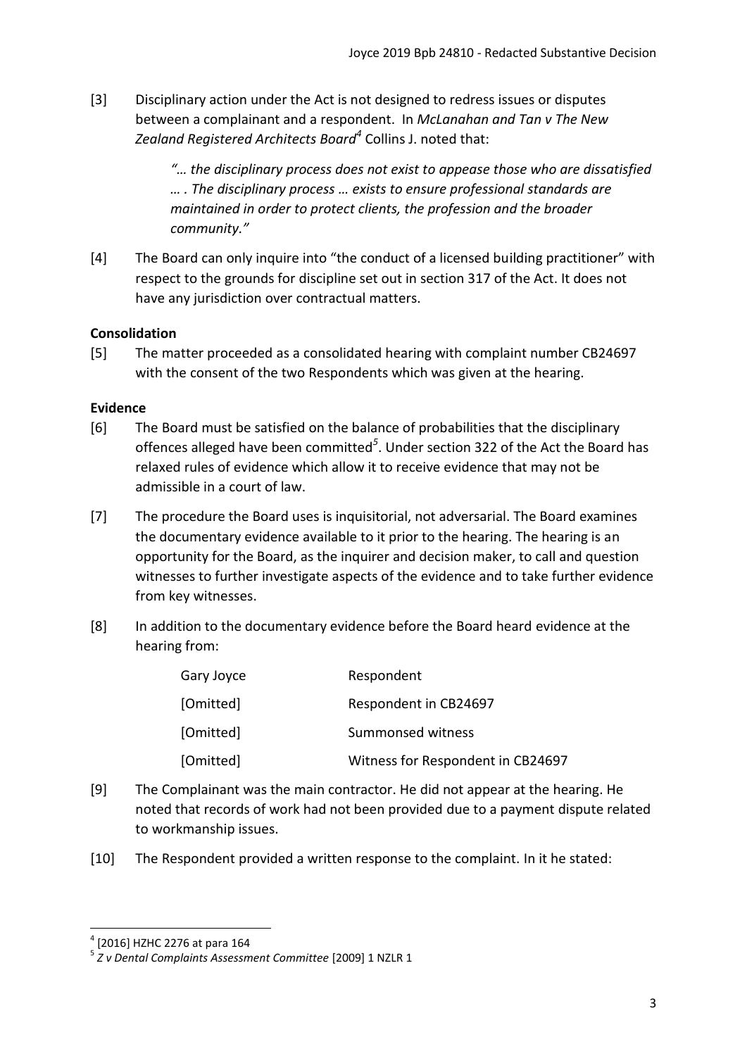[3] Disciplinary action under the Act is not designed to redress issues or disputes between a complainant and a respondent. In *McLanahan and Tan v The New Zealand Registered Architects Board*[4] Collins J. noted that:

> *"… the disciplinary process does not exist to appease those who are dissatisfied … . The disciplinary process … exists to ensure professional standards are maintained in order to protect clients, the profession and the broader community."*

[4] The Board can only inquire into "the conduct of a licensed building practitioner" with respect to the grounds for discipline set out in section 317 of the Act. It does not have any jurisdiction over contractual matters.

**Consolidation**

[5] The matter proceeded as a consolidated hearing with complaint number CB24697 with the consent of the two Respondents which was given at the hearing.

**Evidence**

[6] The Board must be satisfied on the balance of probabilities that the disciplinary offences alleged have been committed[5]. Under section 322 of the Act the Board has relaxed rules of evidence which allow it to receive evidence that may not be admissible in a court of law.

[7] The procedure the Board uses is inquisitorial, not adversarial. The Board examines the documentary evidence available to it prior to the hearing. The hearing is an opportunity for the Board, as the inquirer and decision maker, to call and question witnesses to further investigate aspects of the evidence and to take further evidence from key witnesses.

[8] In addition to the documentary evidence before the Board heard evidence at the hearing from:

| | |
|---|---|
| Gary Joyce | Respondent |
| [Omitted] | Respondent in CB24697 |
| [Omitted] | Summonsed witness |
| [Omitted] | Witness for Respondent in CB24697 |

[9] The Complainant was the main contractor. He did not appear at the hearing. He noted that records of work had not been provided due to a payment dispute related to workmanship issues.

[10] The Respondent provided a written response to the complaint. In it he stated:

---

[4] [2016] HZHC 2276 at para 164

[5] *Z v Dental Complaints Assessment Committee* [2009] 1 NZLR 1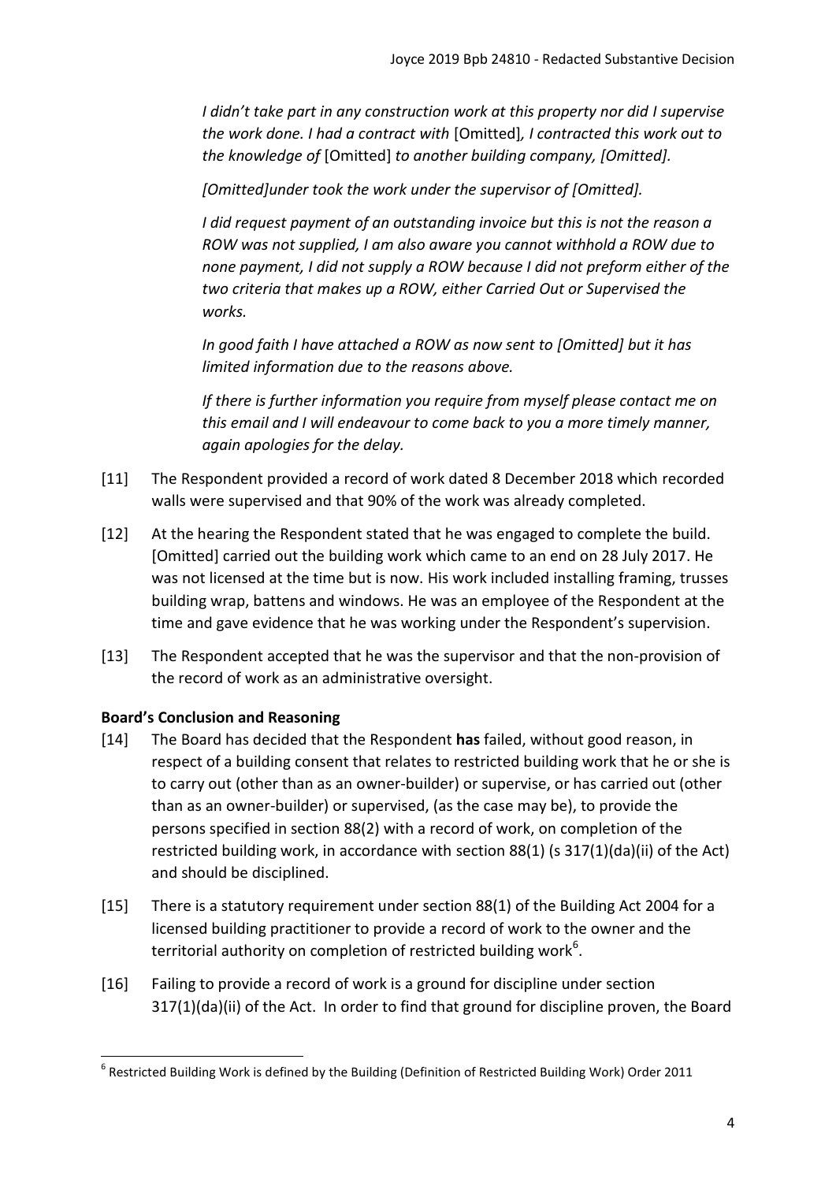*I didn't take part in any construction work at this property nor did I supervise the work done. I had a contract with* [Omitted]*, I contracted this work out to the knowledge of* [Omitted] *to another building company, [Omitted].*

*[Omitted]under took the work under the supervisor of [Omitted].*

*I did request payment of an outstanding invoice but this is not the reason a ROW was not supplied, I am also aware you cannot withhold a ROW due to none payment, I did not supply a ROW because I did not preform either of the two criteria that makes up a ROW, either Carried Out or Supervised the works.*

*In good faith I have attached a ROW as now sent to [Omitted] but it has limited information due to the reasons above.*

*If there is further information you require from myself please contact me on this email and I will endeavour to come back to you a more timely manner, again apologies for the delay.*

[11] The Respondent provided a record of work dated 8 December 2018 which recorded walls were supervised and that 90% of the work was already completed.

[12] At the hearing the Respondent stated that he was engaged to complete the build. [Omitted] carried out the building work which came to an end on 28 July 2017. He was not licensed at the time but is now. His work included installing framing, trusses building wrap, battens and windows. He was an employee of the Respondent at the time and gave evidence that he was working under the Respondent's supervision.

[13] The Respondent accepted that he was the supervisor and that the non-provision of the record of work as an administrative oversight.

**Board's Conclusion and Reasoning**

[14] The Board has decided that the Respondent **has** failed, without good reason, in respect of a building consent that relates to restricted building work that he or she is to carry out (other than as an owner-builder) or supervise, or has carried out (other than as an owner-builder) or supervised, (as the case may be), to provide the persons specified in section 88(2) with a record of work, on completion of the restricted building work, in accordance with section 88(1) (s 317(1)(da)(ii) of the Act) and should be disciplined.

[15] There is a statutory requirement under section 88(1) of the Building Act 2004 for a licensed building practitioner to provide a record of work to the owner and the territorial authority on completion of restricted building work[6].

[16] Failing to provide a record of work is a ground for discipline under section 317(1)(da)(ii) of the Act. In order to find that ground for discipline proven, the Board

---

[6] Restricted Building Work is defined by the Building (Definition of Restricted Building Work) Order 2011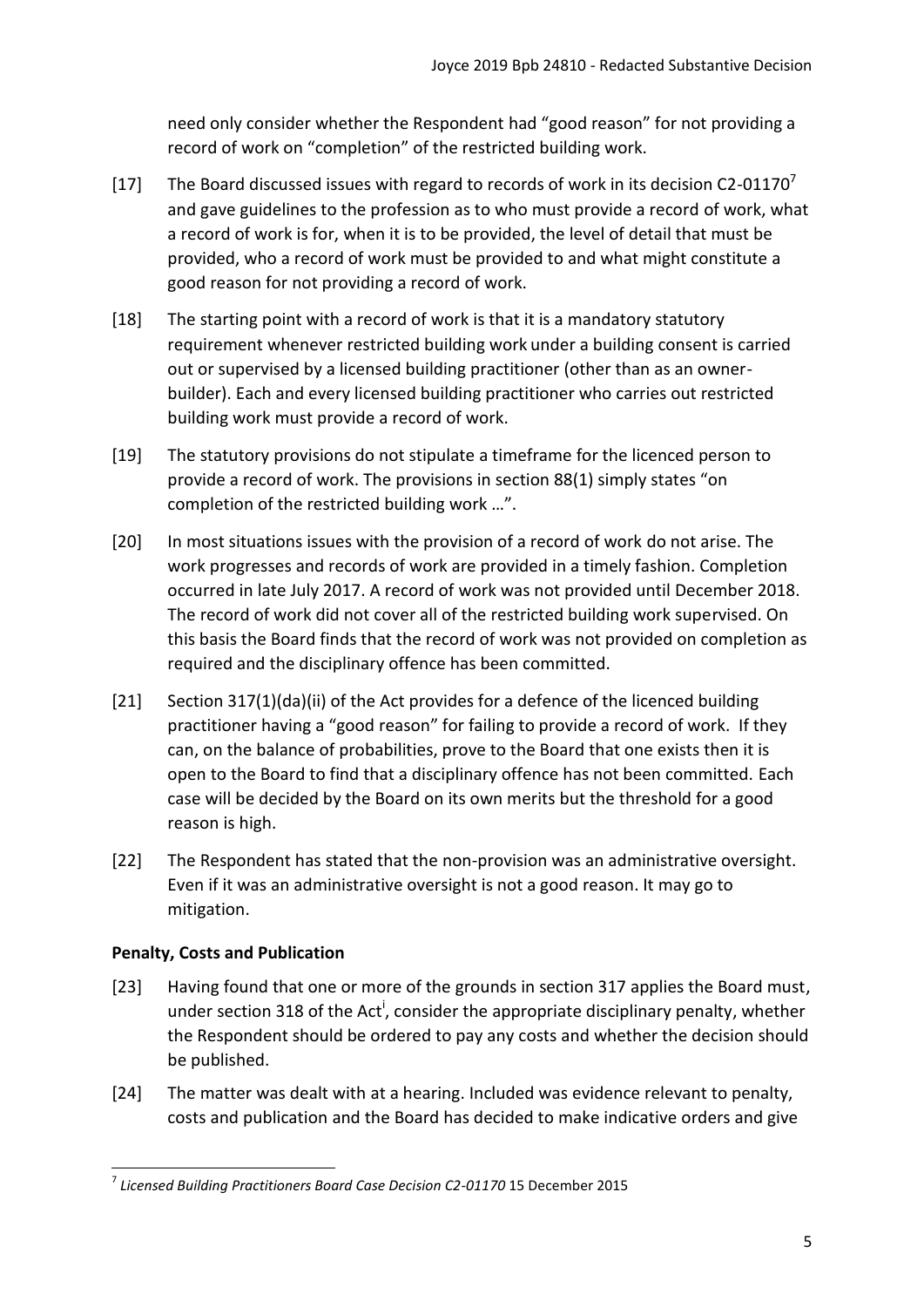need only consider whether the Respondent had "good reason" for not providing a record of work on "completion" of the restricted building work.

[17] The Board discussed issues with regard to records of work in its decision C2-01170[7] and gave guidelines to the profession as to who must provide a record of work, what a record of work is for, when it is to be provided, the level of detail that must be provided, who a record of work must be provided to and what might constitute a good reason for not providing a record of work.

[18] The starting point with a record of work is that it is a mandatory statutory requirement whenever restricted building work under a building consent is carried out or supervised by a licensed building practitioner (other than as an owner-builder). Each and every licensed building practitioner who carries out restricted building work must provide a record of work.

[19] The statutory provisions do not stipulate a timeframe for the licenced person to provide a record of work. The provisions in section 88(1) simply states "on completion of the restricted building work …".

[20] In most situations issues with the provision of a record of work do not arise. The work progresses and records of work are provided in a timely fashion. Completion occurred in late July 2017. A record of work was not provided until December 2018. The record of work did not cover all of the restricted building work supervised. On this basis the Board finds that the record of work was not provided on completion as required and the disciplinary offence has been committed.

[21] Section 317(1)(da)(ii) of the Act provides for a defence of the licenced building practitioner having a "good reason" for failing to provide a record of work. If they can, on the balance of probabilities, prove to the Board that one exists then it is open to the Board to find that a disciplinary offence has not been committed. Each case will be decided by the Board on its own merits but the threshold for a good reason is high.

[22] The Respondent has stated that the non-provision was an administrative oversight. Even if it was an administrative oversight is not a good reason. It may go to mitigation.

## Penalty, Costs and Publication

[23] Having found that one or more of the grounds in section 317 applies the Board must, under section 318 of the Act[i], consider the appropriate disciplinary penalty, whether the Respondent should be ordered to pay any costs and whether the decision should be published.

[24] The matter was dealt with at a hearing. Included was evidence relevant to penalty, costs and publication and the Board has decided to make indicative orders and give

---

[7] *Licensed Building Practitioners Board Case Decision C2-01170* 15 December 2015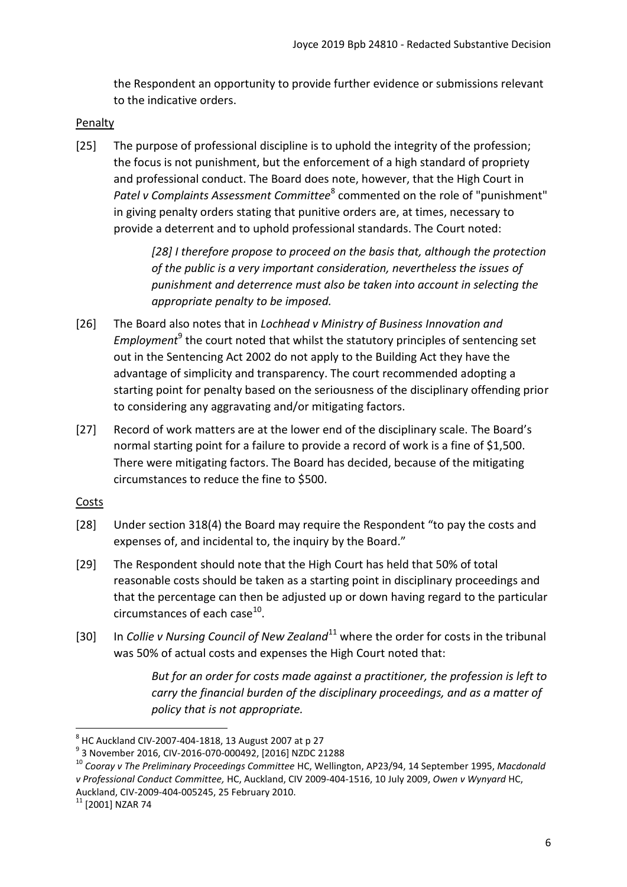the Respondent an opportunity to provide further evidence or submissions relevant to the indicative orders.

Penalty

[25] The purpose of professional discipline is to uphold the integrity of the profession; the focus is not punishment, but the enforcement of a high standard of propriety and professional conduct. The Board does note, however, that the High Court in *Patel v Complaints Assessment Committee*[8] commented on the role of "punishment" in giving penalty orders stating that punitive orders are, at times, necessary to provide a deterrent and to uphold professional standards. The Court noted:

> *[28] I therefore propose to proceed on the basis that, although the protection of the public is a very important consideration, nevertheless the issues of punishment and deterrence must also be taken into account in selecting the appropriate penalty to be imposed.*

[26] The Board also notes that in *Lochhead v Ministry of Business Innovation and Employment*[9] the court noted that whilst the statutory principles of sentencing set out in the Sentencing Act 2002 do not apply to the Building Act they have the advantage of simplicity and transparency. The court recommended adopting a starting point for penalty based on the seriousness of the disciplinary offending prior to considering any aggravating and/or mitigating factors.

[27] Record of work matters are at the lower end of the disciplinary scale. The Board's normal starting point for a failure to provide a record of work is a fine of $1,500. There were mitigating factors. The Board has decided, because of the mitigating circumstances to reduce the fine to $500.

Costs

[28] Under section 318(4) the Board may require the Respondent "to pay the costs and expenses of, and incidental to, the inquiry by the Board."

[29] The Respondent should note that the High Court has held that 50% of total reasonable costs should be taken as a starting point in disciplinary proceedings and that the percentage can then be adjusted up or down having regard to the particular circumstances of each case[10].

[30] In *Collie v Nursing Council of New Zealand*[11] where the order for costs in the tribunal was 50% of actual costs and expenses the High Court noted that:

> *But for an order for costs made against a practitioner, the profession is left to carry the financial burden of the disciplinary proceedings, and as a matter of policy that is not appropriate.*

---

[8] HC Auckland CIV-2007-404-1818, 13 August 2007 at p 27

[9] 3 November 2016, CIV-2016-070-000492, [2016] NZDC 21288

[10] *Cooray v The Preliminary Proceedings Committee* HC, Wellington, AP23/94, 14 September 1995, *Macdonald v Professional Conduct Committee,* HC, Auckland, CIV 2009-404-1516, 10 July 2009, *Owen v Wynyard* HC, Auckland, CIV-2009-404-005245, 25 February 2010.

[11] [2001] NZAR 74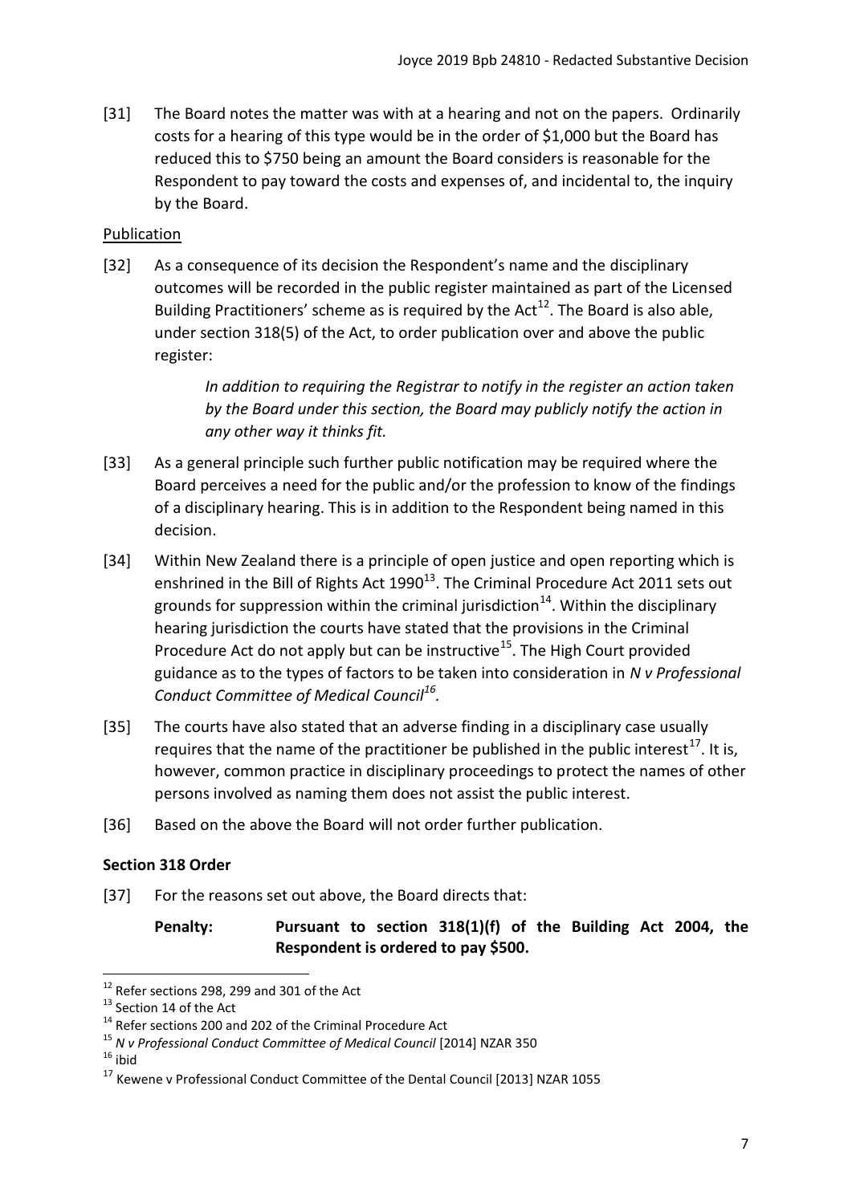[31] The Board notes the matter was with at a hearing and not on the papers. Ordinarily costs for a hearing of this type would be in the order of $1,000 but the Board has reduced this to $750 being an amount the Board considers is reasonable for the Respondent to pay toward the costs and expenses of, and incidental to, the inquiry by the Board.

Publication

[32] As a consequence of its decision the Respondent's name and the disciplinary outcomes will be recorded in the public register maintained as part of the Licensed Building Practitioners' scheme as is required by the Act[12]. The Board is also able, under section 318(5) of the Act, to order publication over and above the public register:

> *In addition to requiring the Registrar to notify in the register an action taken by the Board under this section, the Board may publicly notify the action in any other way it thinks fit.*

[33] As a general principle such further public notification may be required where the Board perceives a need for the public and/or the profession to know of the findings of a disciplinary hearing. This is in addition to the Respondent being named in this decision.

[34] Within New Zealand there is a principle of open justice and open reporting which is enshrined in the Bill of Rights Act 1990[13]. The Criminal Procedure Act 2011 sets out grounds for suppression within the criminal jurisdiction[14]. Within the disciplinary hearing jurisdiction the courts have stated that the provisions in the Criminal Procedure Act do not apply but can be instructive[15]. The High Court provided guidance as to the types of factors to be taken into consideration in *N v Professional Conduct Committee of Medical Council*[16].

[35] The courts have also stated that an adverse finding in a disciplinary case usually requires that the name of the practitioner be published in the public interest[17]. It is, however, common practice in disciplinary proceedings to protect the names of other persons involved as naming them does not assist the public interest.

[36] Based on the above the Board will not order further publication.

### Section 318 Order

[37] For the reasons set out above, the Board directs that:

**Penalty: Pursuant to section 318(1)(f) of the Building Act 2004, the Respondent is ordered to pay $500.**

---

[12] Refer sections 298, 299 and 301 of the Act

[13] Section 14 of the Act

[14] Refer sections 200 and 202 of the Criminal Procedure Act

[15] *N v Professional Conduct Committee of Medical Council* [2014] NZAR 350

[16] ibid

[17] Kewene v Professional Conduct Committee of the Dental Council [2013] NZAR 1055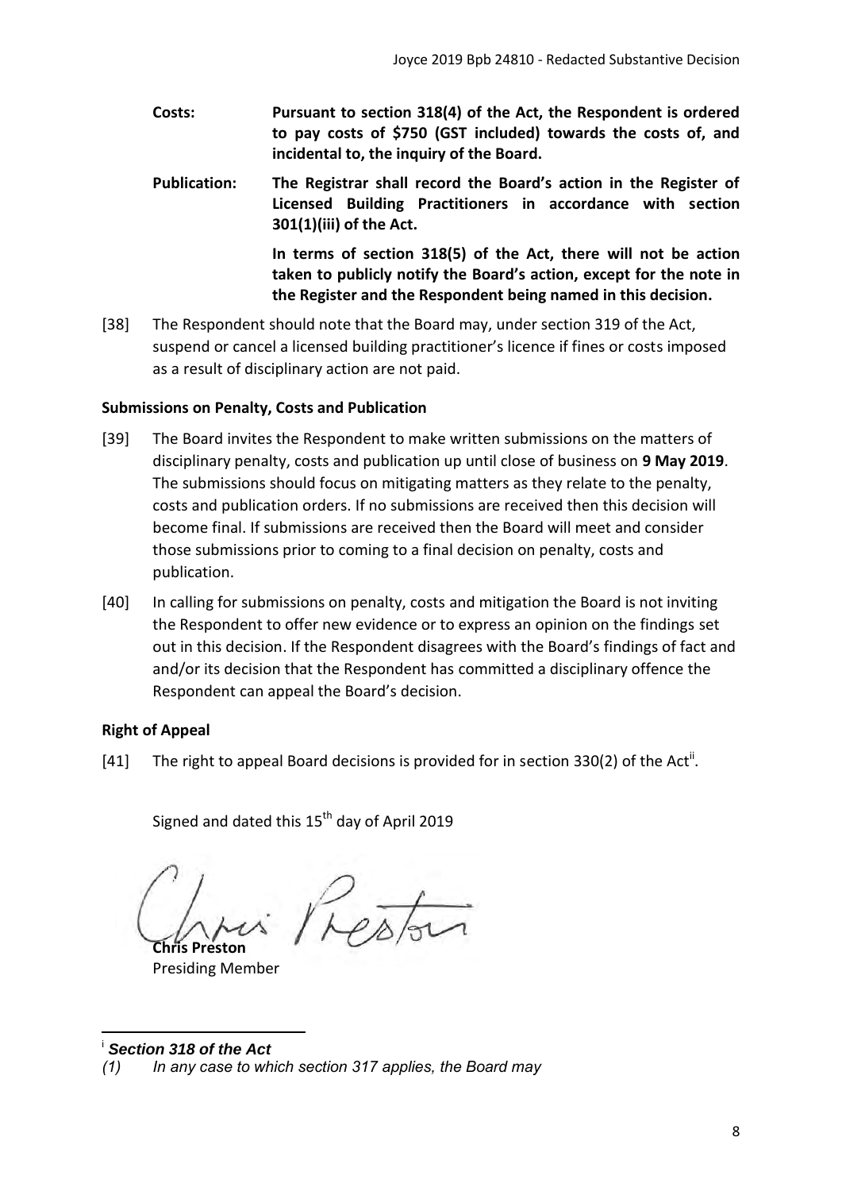**Costs:** **Pursuant to section 318(4) of the Act, the Respondent is ordered to pay costs of $750 (GST included) towards the costs of, and incidental to, the inquiry of the Board.**

**Publication:** **The Registrar shall record the Board's action in the Register of Licensed Building Practitioners in accordance with section 301(1)(iii) of the Act.**

**In terms of section 318(5) of the Act, there will not be action taken to publicly notify the Board's action, except for the note in the Register and the Respondent being named in this decision.**

[38] The Respondent should note that the Board may, under section 319 of the Act, suspend or cancel a licensed building practitioner's licence if fines or costs imposed as a result of disciplinary action are not paid.

### Submissions on Penalty, Costs and Publication

[39] The Board invites the Respondent to make written submissions on the matters of disciplinary penalty, costs and publication up until close of business on **9 May 2019**. The submissions should focus on mitigating matters as they relate to the penalty, costs and publication orders. If no submissions are received then this decision will become final. If submissions are received then the Board will meet and consider those submissions prior to coming to a final decision on penalty, costs and publication.

[40] In calling for submissions on penalty, costs and mitigation the Board is not inviting the Respondent to offer new evidence or to express an opinion on the findings set out in this decision. If the Respondent disagrees with the Board's findings of fact and and/or its decision that the Respondent has committed a disciplinary offence the Respondent can appeal the Board's decision.

### Right of Appeal

[41] The right to appeal Board decisions is provided for in section 330(2) of the Act[ii].

Signed and dated this 15th day of April 2019

**Chris Preston**
Presiding Member

---

[i] ***Section 318 of the Act***
*(1) In any case to which section 317 applies, the Board may*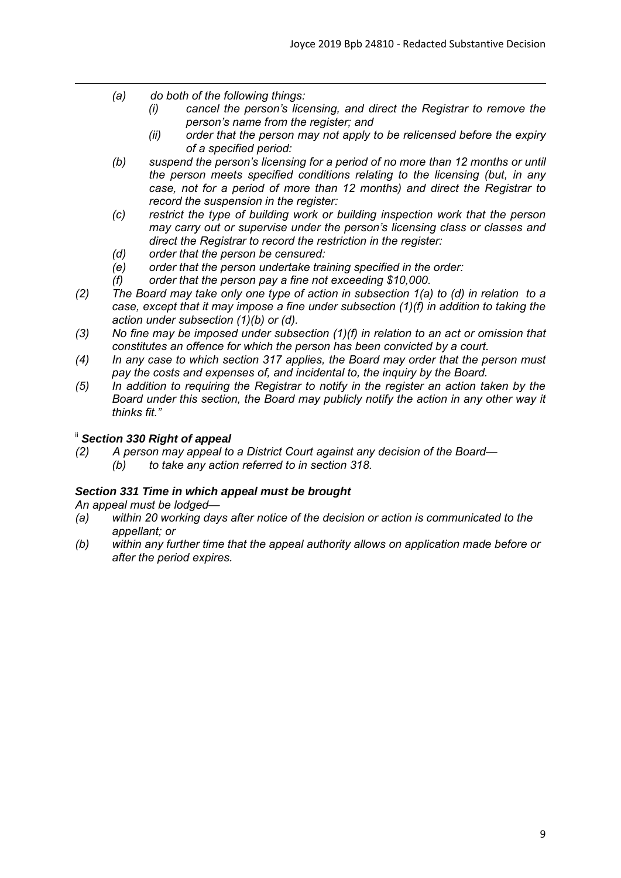*(a) do both of the following things:*

*(i) cancel the person's licensing, and direct the Registrar to remove the person's name from the register; and*

*(ii) order that the person may not apply to be relicensed before the expiry of a specified period:*

*(b) suspend the person's licensing for a period of no more than 12 months or until the person meets specified conditions relating to the licensing (but, in any case, not for a period of more than 12 months) and direct the Registrar to record the suspension in the register:*

*(c) restrict the type of building work or building inspection work that the person may carry out or supervise under the person's licensing class or classes and direct the Registrar to record the restriction in the register:*

*(d) order that the person be censured:*

*(e) order that the person undertake training specified in the order:*

*(f) order that the person pay a fine not exceeding $10,000.*

*(2) The Board may take only one type of action in subsection 1(a) to (d) in relation to a case, except that it may impose a fine under subsection (1)(f) in addition to taking the action under subsection (1)(b) or (d).*

*(3) No fine may be imposed under subsection (1)(f) in relation to an act or omission that constitutes an offence for which the person has been convicted by a court.*

*(4) In any case to which section 317 applies, the Board may order that the person must pay the costs and expenses of, and incidental to, the inquiry by the Board.*

*(5) In addition to requiring the Registrar to notify in the register an action taken by the Board under this section, the Board may publicly notify the action in any other way it thinks fit."*

[ii] ***Section 330 Right of appeal***

*(2) A person may appeal to a District Court against any decision of the Board—*

*(b) to take any action referred to in section 318.*

***Section 331 Time in which appeal must be brought***

*An appeal must be lodged—*

*(a) within 20 working days after notice of the decision or action is communicated to the appellant; or*

*(b) within any further time that the appeal authority allows on application made before or after the period expires.*